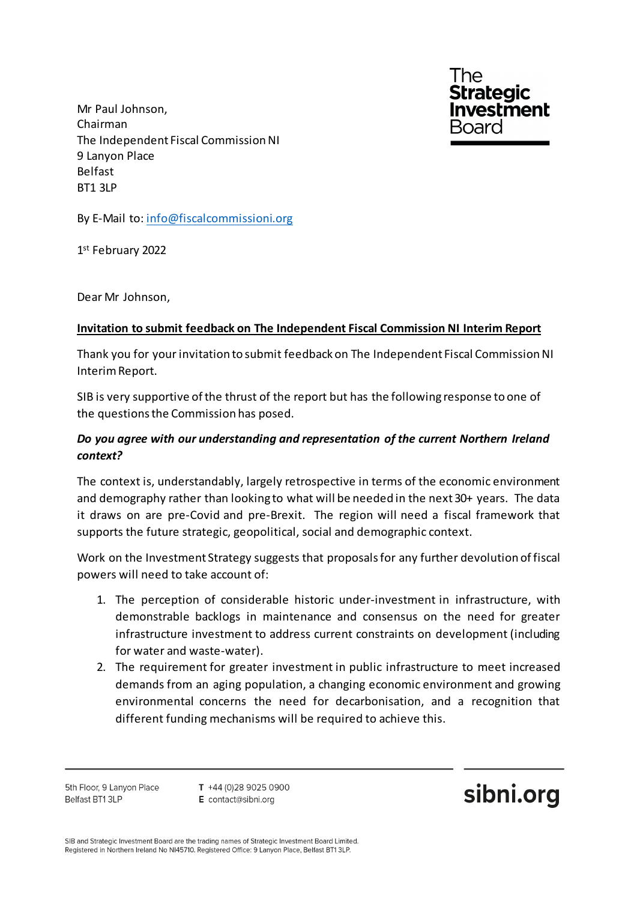The Strategic Investment Board

Mr Paul Johnson,
Chairman
The Independent Fiscal Commission NI
9 Lanyon Place
Belfast
BT1 3LP

By E-Mail to: info@fiscalcommissioni.org

1st February 2022

Dear Mr Johnson,

**Invitation to submit feedback on The Independent Fiscal Commission NI Interim Report**

Thank you for your invitation to submit feedback on The Independent Fiscal Commission NI Interim Report.

SIB is very supportive of the thrust of the report but has the following response to one of the questions the Commission has posed.

***Do you agree with our understanding and representation of the current Northern Ireland context?***

The context is, understandably, largely retrospective in terms of the economic environment and demography rather than looking to what will be needed in the next 30+ years. The data it draws on are pre-Covid and pre-Brexit. The region will need a fiscal framework that supports the future strategic, geopolitical, social and demographic context.

Work on the Investment Strategy suggests that proposals for any further devolution of fiscal powers will need to take account of:

1. The perception of considerable historic under-investment in infrastructure, with demonstrable backlogs in maintenance and consensus on the need for greater infrastructure investment to address current constraints on development (including for water and waste-water).
2. The requirement for greater investment in public infrastructure to meet increased demands from an aging population, a changing economic environment and growing environmental concerns the need for decarbonisation, and a recognition that different funding mechanisms will be required to achieve this.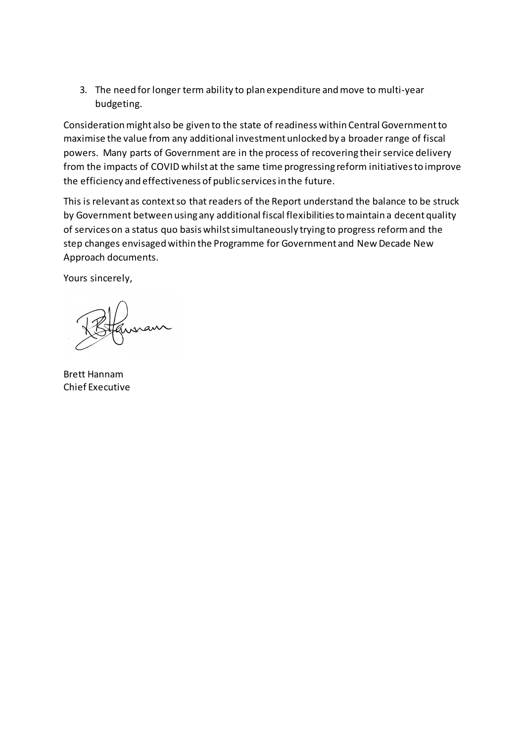3. The need for longer term ability to plan expenditure and move to multi-year budgeting.

Consideration might also be given to the state of readiness within Central Government to maximise the value from any additional investment unlocked by a broader range of fiscal powers. Many parts of Government are in the process of recovering their service delivery from the impacts of COVID whilst at the same time progressing reform initiatives to improve the efficiency and effectiveness of public services in the future.

This is relevant as context so that readers of the Report understand the balance to be struck by Government between using any additional fiscal flexibilities to maintain a decent quality of services on a status quo basis whilst simultaneously trying to progress reform and the step changes envisaged within the Programme for Government and New Decade New Approach documents.

Yours sincerely,

Brett Hannam  
Chief Executive